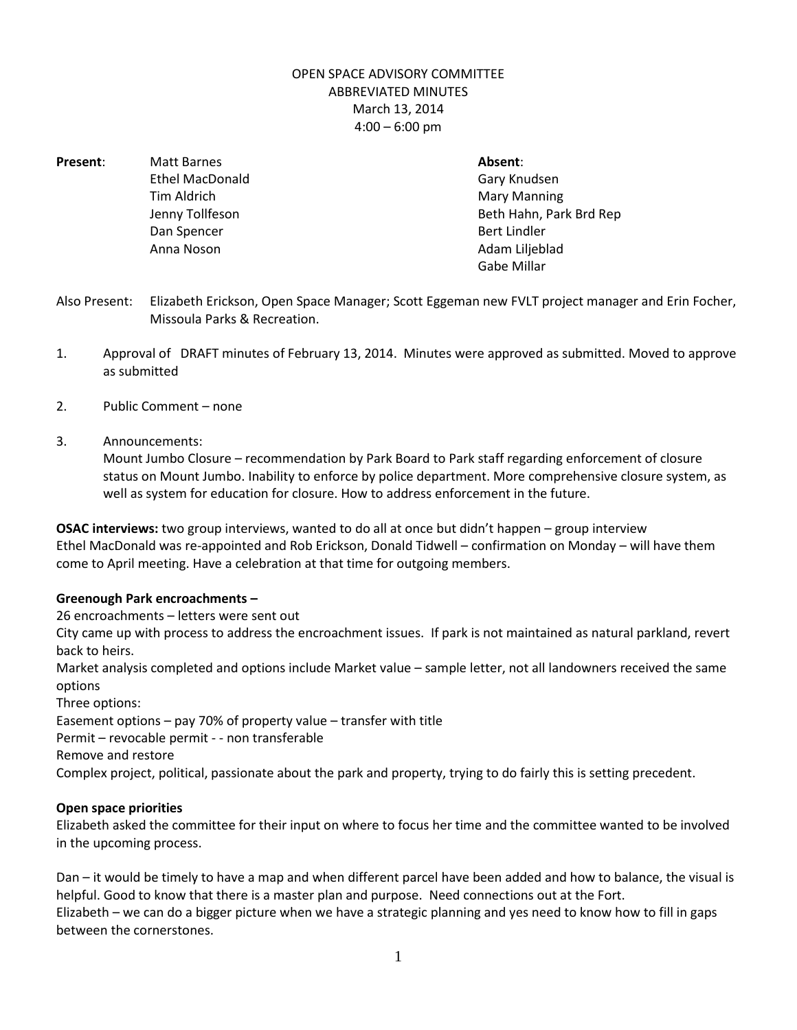OPEN SPACE ADVISORY COMMITTEE
ABBREVIATED MINUTES
March 13, 2014
4:00 – 6:00 pm

| **Present**: | | **Absent**: |
| --- | --- | --- |
| | Matt Barnes | Gary Knudsen |
| | Ethel MacDonald | Mary Manning |
| | Tim Aldrich | Beth Hahn, Park Brd Rep |
| | Jenny Tollfeson | Bert Lindler |
| | Dan Spencer | Adam Liljeblad |
| | Anna Noson | Gabe Millar |

Also Present: Elizabeth Erickson, Open Space Manager; Scott Eggeman new FVLT project manager and Erin Focher, Missoula Parks & Recreation.

1. Approval of DRAFT minutes of February 13, 2014. Minutes were approved as submitted. Moved to approve as submitted

2. Public Comment – none

3. Announcements:
   Mount Jumbo Closure – recommendation by Park Board to Park staff regarding enforcement of closure status on Mount Jumbo. Inability to enforce by police department. More comprehensive closure system, as well as system for education for closure. How to address enforcement in the future.

**OSAC interviews:** two group interviews, wanted to do all at once but didn't happen – group interview
Ethel MacDonald was re-appointed and Rob Erickson, Donald Tidwell – confirmation on Monday – will have them come to April meeting. Have a celebration at that time for outgoing members.

**Greenough Park encroachments –**

26 encroachments – letters were sent out

City came up with process to address the encroachment issues. If park is not maintained as natural parkland, revert back to heirs.

Market analysis completed and options include Market value – sample letter, not all landowners received the same options

Three options:

Easement options – pay 70% of property value – transfer with title

Permit – revocable permit - - non transferable

Remove and restore

Complex project, political, passionate about the park and property, trying to do fairly this is setting precedent.

**Open space priorities**

Elizabeth asked the committee for their input on where to focus her time and the committee wanted to be involved in the upcoming process.

Dan – it would be timely to have a map and when different parcel have been added and how to balance, the visual is helpful. Good to know that there is a master plan and purpose. Need connections out at the Fort.

Elizabeth – we can do a bigger picture when we have a strategic planning and yes need to know how to fill in gaps between the cornerstones.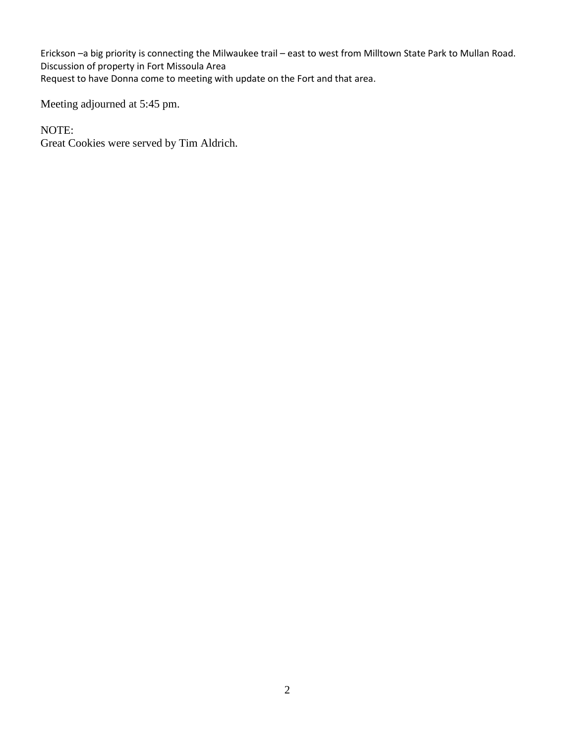Erickson –a big priority is connecting the Milwaukee trail – east to west from Milltown State Park to Mullan Road.
Discussion of property in Fort Missoula Area
Request to have Donna come to meeting with update on the Fort and that area.

Meeting adjourned at 5:45 pm.

NOTE:
Great Cookies were served by Tim Aldrich.